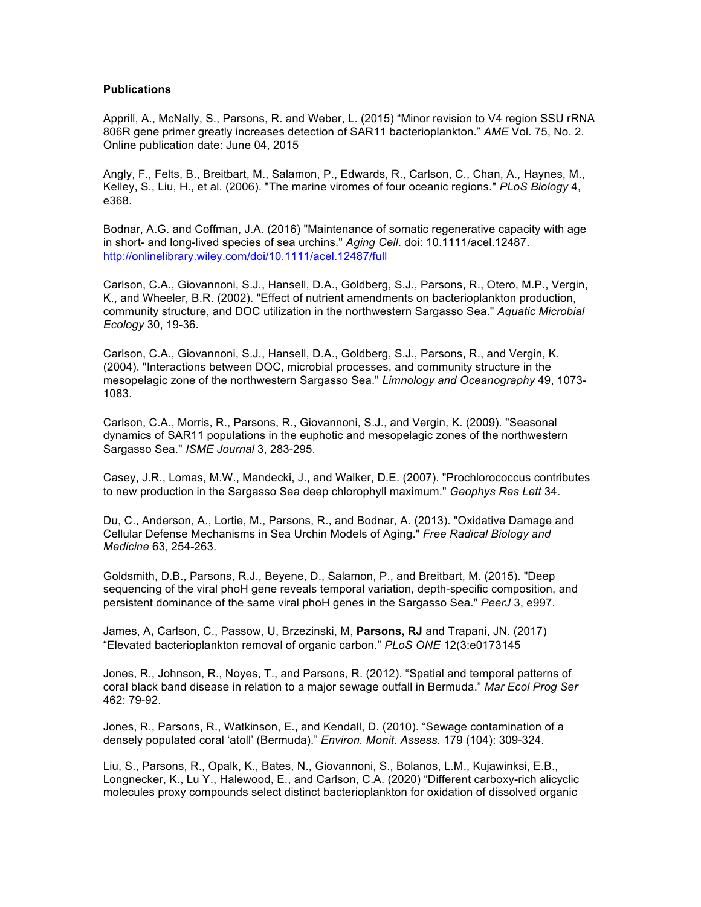**Publications**

Apprill, A., McNally, S., Parsons, R. and Weber, L. (2015) "Minor revision to V4 region SSU rRNA 806R gene primer greatly increases detection of SAR11 bacterioplankton." *AME* Vol. 75, No. 2. Online publication date: June 04, 2015

Angly, F., Felts, B., Breitbart, M., Salamon, P., Edwards, R., Carlson, C., Chan, A., Haynes, M., Kelley, S., Liu, H., et al. (2006). "The marine viromes of four oceanic regions." *PLoS Biology* 4, e368.

Bodnar, A.G. and Coffman, J.A. (2016) "Maintenance of somatic regenerative capacity with age in short- and long-lived species of sea urchins." *Aging Cell*. doi: 10.1111/acel.12487. http://onlinelibrary.wiley.com/doi/10.1111/acel.12487/full

Carlson, C.A., Giovannoni, S.J., Hansell, D.A., Goldberg, S.J., Parsons, R., Otero, M.P., Vergin, K., and Wheeler, B.R. (2002). "Effect of nutrient amendments on bacterioplankton production, community structure, and DOC utilization in the northwestern Sargasso Sea." *Aquatic Microbial Ecology* 30, 19-36.

Carlson, C.A., Giovannoni, S.J., Hansell, D.A., Goldberg, S.J., Parsons, R., and Vergin, K. (2004). "Interactions between DOC, microbial processes, and community structure in the mesopelagic zone of the northwestern Sargasso Sea." *Limnology and Oceanography* 49, 1073-1083.

Carlson, C.A., Morris, R., Parsons, R., Giovannoni, S.J., and Vergin, K. (2009). "Seasonal dynamics of SAR11 populations in the euphotic and mesopelagic zones of the northwestern Sargasso Sea." *ISME Journal* 3, 283-295.

Casey, J.R., Lomas, M.W., Mandecki, J., and Walker, D.E. (2007). "Prochlorococcus contributes to new production in the Sargasso Sea deep chlorophyll maximum." *Geophys Res Lett* 34.

Du, C., Anderson, A., Lortie, M., Parsons, R., and Bodnar, A. (2013). "Oxidative Damage and Cellular Defense Mechanisms in Sea Urchin Models of Aging." *Free Radical Biology and Medicine* 63, 254-263.

Goldsmith, D.B., Parsons, R.J., Beyene, D., Salamon, P., and Breitbart, M. (2015). "Deep sequencing of the viral phoH gene reveals temporal variation, depth-specific composition, and persistent dominance of the same viral phoH genes in the Sargasso Sea." *PeerJ* 3, e997.

James, A**,** Carlson, C., Passow, U, Brzezinski, M, **Parsons, RJ** and Trapani, JN. (2017) "Elevated bacterioplankton removal of organic carbon." *PLoS ONE* 12(3:e0173145

Jones, R., Johnson, R., Noyes, T., and Parsons, R. (2012). "Spatial and temporal patterns of coral black band disease in relation to a major sewage outfall in Bermuda." *Mar Ecol Prog Ser* 462: 79-92.

Jones, R., Parsons, R., Watkinson, E., and Kendall, D. (2010). "Sewage contamination of a densely populated coral 'atoll' (Bermuda)." *Environ. Monit. Assess.* 179 (104): 309-324.

Liu, S., Parsons, R., Opalk, K., Bates, N., Giovannoni, S., Bolanos, L.M., Kujawinksi, E.B., Longnecker, K., Lu Y., Halewood, E., and Carlson, C.A. (2020) "Different carboxy-rich alicyclic molecules proxy compounds select distinct bacterioplankton for oxidation of dissolved organic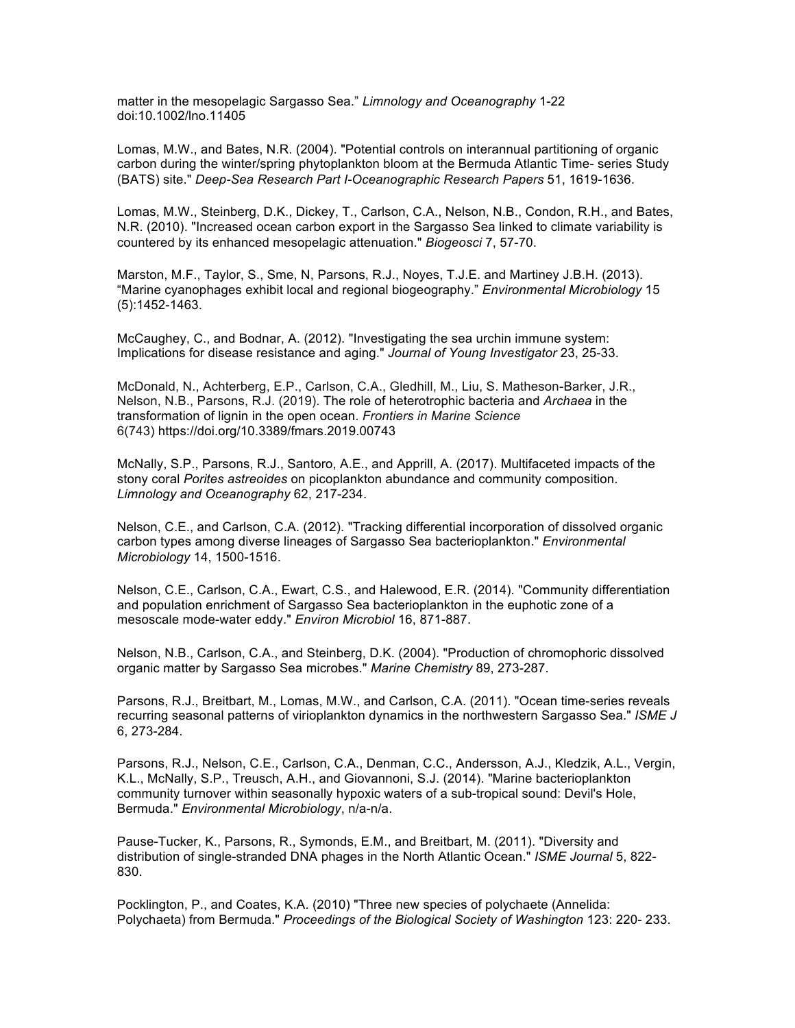matter in the mesopelagic Sargasso Sea." *Limnology and Oceanography* 1-22 doi:10.1002/lno.11405

Lomas, M.W., and Bates, N.R. (2004). "Potential controls on interannual partitioning of organic carbon during the winter/spring phytoplankton bloom at the Bermuda Atlantic Time- series Study (BATS) site." *Deep-Sea Research Part I-Oceanographic Research Papers* 51, 1619-1636.

Lomas, M.W., Steinberg, D.K., Dickey, T., Carlson, C.A., Nelson, N.B., Condon, R.H., and Bates, N.R. (2010). "Increased ocean carbon export in the Sargasso Sea linked to climate variability is countered by its enhanced mesopelagic attenuation." *Biogeosci* 7, 57-70.

Marston, M.F., Taylor, S., Sme, N, Parsons, R.J., Noyes, T.J.E. and Martiney J.B.H. (2013). "Marine cyanophages exhibit local and regional biogeography." *Environmental Microbiology* 15 (5):1452-1463.

McCaughey, C., and Bodnar, A. (2012). "Investigating the sea urchin immune system: Implications for disease resistance and aging." *Journal of Young Investigator* 23, 25-33.

McDonald, N., Achterberg, E.P., Carlson, C.A., Gledhill, M., Liu, S. Matheson-Barker, J.R., Nelson, N.B., Parsons, R.J. (2019). The role of heterotrophic bacteria and *Archaea* in the transformation of lignin in the open ocean. *Frontiers in Marine Science* 6(743) https://doi.org/10.3389/fmars.2019.00743

McNally, S.P., Parsons, R.J., Santoro, A.E., and Apprill, A. (2017). Multifaceted impacts of the stony coral *Porites astreoides* on picoplankton abundance and community composition. *Limnology and Oceanography* 62, 217-234.

Nelson, C.E., and Carlson, C.A. (2012). "Tracking differential incorporation of dissolved organic carbon types among diverse lineages of Sargasso Sea bacterioplankton." *Environmental Microbiology* 14, 1500-1516.

Nelson, C.E., Carlson, C.A., Ewart, C.S., and Halewood, E.R. (2014). "Community differentiation and population enrichment of Sargasso Sea bacterioplankton in the euphotic zone of a mesoscale mode-water eddy." *Environ Microbiol* 16, 871-887.

Nelson, N.B., Carlson, C.A., and Steinberg, D.K. (2004). "Production of chromophoric dissolved organic matter by Sargasso Sea microbes." *Marine Chemistry* 89, 273-287.

Parsons, R.J., Breitbart, M., Lomas, M.W., and Carlson, C.A. (2011). "Ocean time-series reveals recurring seasonal patterns of virioplankton dynamics in the northwestern Sargasso Sea." *ISME J* 6, 273-284.

Parsons, R.J., Nelson, C.E., Carlson, C.A., Denman, C.C., Andersson, A.J., Kledzik, A.L., Vergin, K.L., McNally, S.P., Treusch, A.H., and Giovannoni, S.J. (2014). "Marine bacterioplankton community turnover within seasonally hypoxic waters of a sub-tropical sound: Devil's Hole, Bermuda." *Environmental Microbiology*, n/a-n/a.

Pause-Tucker, K., Parsons, R., Symonds, E.M., and Breitbart, M. (2011). "Diversity and distribution of single-stranded DNA phages in the North Atlantic Ocean." *ISME Journal* 5, 822-830.

Pocklington, P., and Coates, K.A. (2010) "Three new species of polychaete (Annelida: Polychaeta) from Bermuda." *Proceedings of the Biological Society of Washington* 123: 220- 233.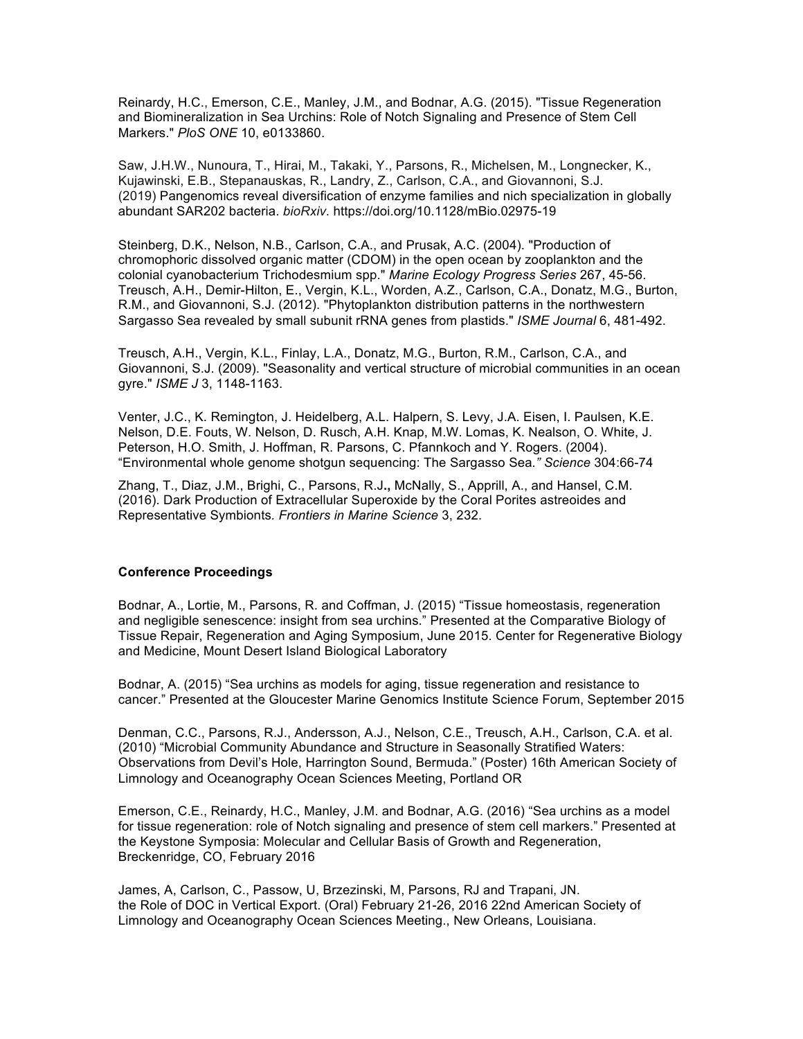Reinardy, H.C., Emerson, C.E., Manley, J.M., and Bodnar, A.G. (2015). "Tissue Regeneration and Biomineralization in Sea Urchins: Role of Notch Signaling and Presence of Stem Cell Markers." *PloS ONE* 10, e0133860.

Saw, J.H.W., Nunoura, T., Hirai, M., Takaki, Y., Parsons, R., Michelsen, M., Longnecker, K., Kujawinski, E.B., Stepanauskas, R., Landry, Z., Carlson, C.A., and Giovannoni, S.J. (2019) Pangenomics reveal diversification of enzyme families and nich specialization in globally abundant SAR202 bacteria. *bioRxiv*. https://doi.org/10.1128/mBio.02975-19

Steinberg, D.K., Nelson, N.B., Carlson, C.A., and Prusak, A.C. (2004). "Production of chromophoric dissolved organic matter (CDOM) in the open ocean by zooplankton and the colonial cyanobacterium Trichodesmium spp." *Marine Ecology Progress Series* 267, 45-56.
Treusch, A.H., Demir-Hilton, E., Vergin, K.L., Worden, A.Z., Carlson, C.A., Donatz, M.G., Burton, R.M., and Giovannoni, S.J. (2012). "Phytoplankton distribution patterns in the northwestern Sargasso Sea revealed by small subunit rRNA genes from plastids." *ISME Journal* 6, 481-492.

Treusch, A.H., Vergin, K.L., Finlay, L.A., Donatz, M.G., Burton, R.M., Carlson, C.A., and Giovannoni, S.J. (2009). "Seasonality and vertical structure of microbial communities in an ocean gyre." *ISME J* 3, 1148-1163.

Venter, J.C., K. Remington, J. Heidelberg, A.L. Halpern, S. Levy, J.A. Eisen, I. Paulsen, K.E. Nelson, D.E. Fouts, W. Nelson, D. Rusch, A.H. Knap, M.W. Lomas, K. Nealson, O. White, J. Peterson, H.O. Smith, J. Hoffman, R. Parsons, C. Pfannkoch and Y. Rogers. (2004). "Environmental whole genome shotgun sequencing: The Sargasso Sea*." Science* 304:66-74

Zhang, T., Diaz, J.M., Brighi, C., Parsons, R.J**.,** McNally, S., Apprill, A., and Hansel, C.M. (2016). Dark Production of Extracellular Superoxide by the Coral Porites astreoides and Representative Symbionts*. Frontiers in Marine Science* 3, 232.

**Conference Proceedings**

Bodnar, A., Lortie, M., Parsons, R. and Coffman, J. (2015) "Tissue homeostasis, regeneration and negligible senescence: insight from sea urchins." Presented at the Comparative Biology of Tissue Repair, Regeneration and Aging Symposium, June 2015. Center for Regenerative Biology and Medicine, Mount Desert Island Biological Laboratory

Bodnar, A. (2015) "Sea urchins as models for aging, tissue regeneration and resistance to cancer." Presented at the Gloucester Marine Genomics Institute Science Forum, September 2015

Denman, C.C., Parsons, R.J., Andersson, A.J., Nelson, C.E., Treusch, A.H., Carlson, C.A. et al. (2010) "Microbial Community Abundance and Structure in Seasonally Stratified Waters: Observations from Devil's Hole, Harrington Sound, Bermuda." (Poster) 16th American Society of Limnology and Oceanography Ocean Sciences Meeting, Portland OR

Emerson, C.E., Reinardy, H.C., Manley, J.M. and Bodnar, A.G. (2016) "Sea urchins as a model for tissue regeneration: role of Notch signaling and presence of stem cell markers." Presented at the Keystone Symposia: Molecular and Cellular Basis of Growth and Regeneration, Breckenridge, CO, February 2016

James, A, Carlson, C., Passow, U, Brzezinski, M, Parsons, RJ and Trapani, JN. the Role of DOC in Vertical Export. (Oral) February 21-26, 2016 22nd American Society of Limnology and Oceanography Ocean Sciences Meeting., New Orleans, Louisiana.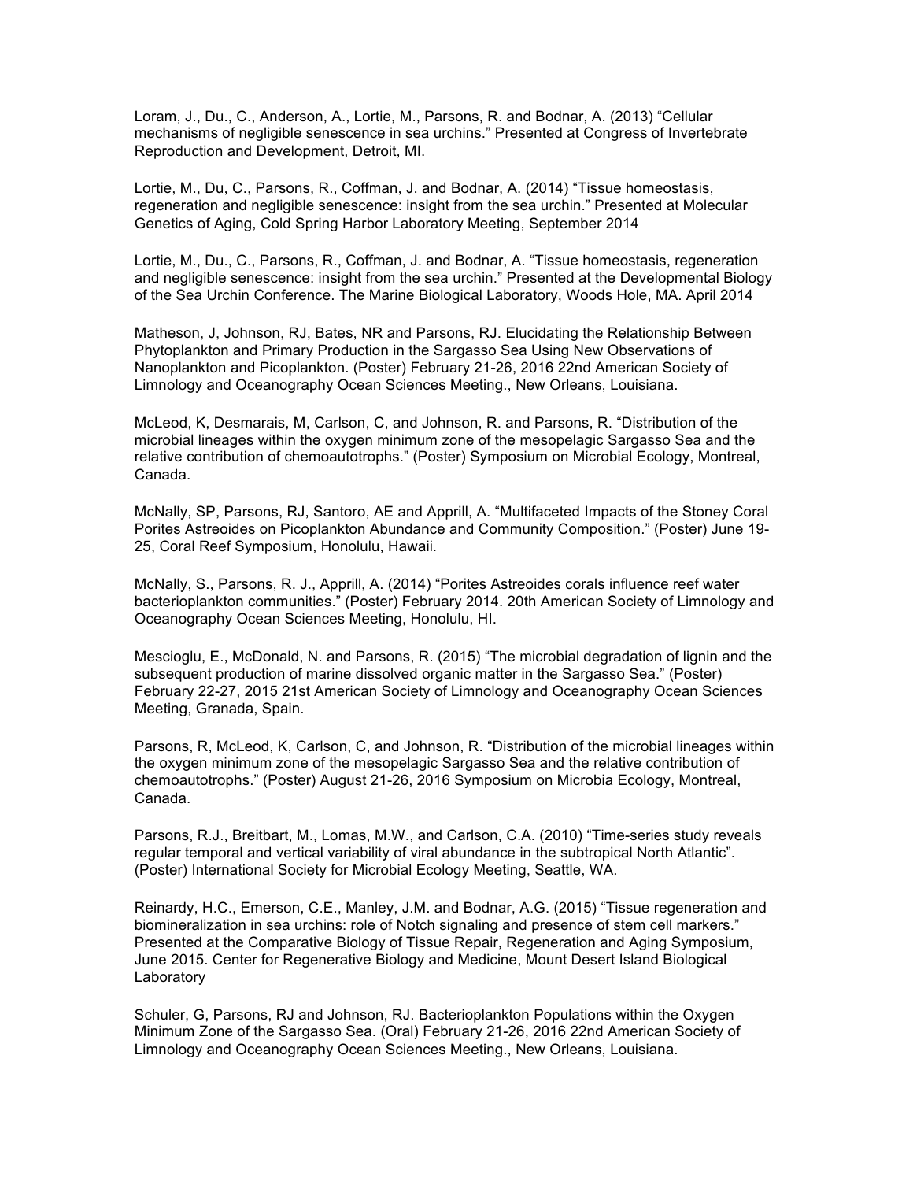Loram, J., Du., C., Anderson, A., Lortie, M., Parsons, R. and Bodnar, A. (2013) "Cellular mechanisms of negligible senescence in sea urchins." Presented at Congress of Invertebrate Reproduction and Development, Detroit, MI.

Lortie, M., Du, C., Parsons, R., Coffman, J. and Bodnar, A. (2014) "Tissue homeostasis, regeneration and negligible senescence: insight from the sea urchin." Presented at Molecular Genetics of Aging, Cold Spring Harbor Laboratory Meeting, September 2014

Lortie, M., Du., C., Parsons, R., Coffman, J. and Bodnar, A. "Tissue homeostasis, regeneration and negligible senescence: insight from the sea urchin." Presented at the Developmental Biology of the Sea Urchin Conference. The Marine Biological Laboratory, Woods Hole, MA. April 2014

Matheson, J, Johnson, RJ, Bates, NR and Parsons, RJ. Elucidating the Relationship Between Phytoplankton and Primary Production in the Sargasso Sea Using New Observations of Nanoplankton and Picoplankton. (Poster) February 21-26, 2016 22nd American Society of Limnology and Oceanography Ocean Sciences Meeting., New Orleans, Louisiana.

McLeod, K, Desmarais, M, Carlson, C, and Johnson, R. and Parsons, R. "Distribution of the microbial lineages within the oxygen minimum zone of the mesopelagic Sargasso Sea and the relative contribution of chemoautotrophs." (Poster) Symposium on Microbial Ecology, Montreal, Canada.

McNally, SP, Parsons, RJ, Santoro, AE and Apprill, A. "Multifaceted Impacts of the Stoney Coral Porites Astreoides on Picoplankton Abundance and Community Composition." (Poster) June 19-25, Coral Reef Symposium, Honolulu, Hawaii.

McNally, S., Parsons, R. J., Apprill, A. (2014) "Porites Astreoides corals influence reef water bacterioplankton communities." (Poster) February 2014. 20th American Society of Limnology and Oceanography Ocean Sciences Meeting, Honolulu, HI.

Mescioglu, E., McDonald, N. and Parsons, R. (2015) "The microbial degradation of lignin and the subsequent production of marine dissolved organic matter in the Sargasso Sea." (Poster) February 22-27, 2015 21st American Society of Limnology and Oceanography Ocean Sciences Meeting, Granada, Spain.

Parsons, R, McLeod, K, Carlson, C, and Johnson, R. "Distribution of the microbial lineages within the oxygen minimum zone of the mesopelagic Sargasso Sea and the relative contribution of chemoautotrophs." (Poster) August 21-26, 2016 Symposium on Microbia Ecology, Montreal, Canada.

Parsons, R.J., Breitbart, M., Lomas, M.W., and Carlson, C.A. (2010) "Time-series study reveals regular temporal and vertical variability of viral abundance in the subtropical North Atlantic". (Poster) International Society for Microbial Ecology Meeting, Seattle, WA.

Reinardy, H.C., Emerson, C.E., Manley, J.M. and Bodnar, A.G. (2015) "Tissue regeneration and biomineralization in sea urchins: role of Notch signaling and presence of stem cell markers." Presented at the Comparative Biology of Tissue Repair, Regeneration and Aging Symposium, June 2015. Center for Regenerative Biology and Medicine, Mount Desert Island Biological Laboratory

Schuler, G, Parsons, RJ and Johnson, RJ. Bacterioplankton Populations within the Oxygen Minimum Zone of the Sargasso Sea. (Oral) February 21-26, 2016 22nd American Society of Limnology and Oceanography Ocean Sciences Meeting., New Orleans, Louisiana.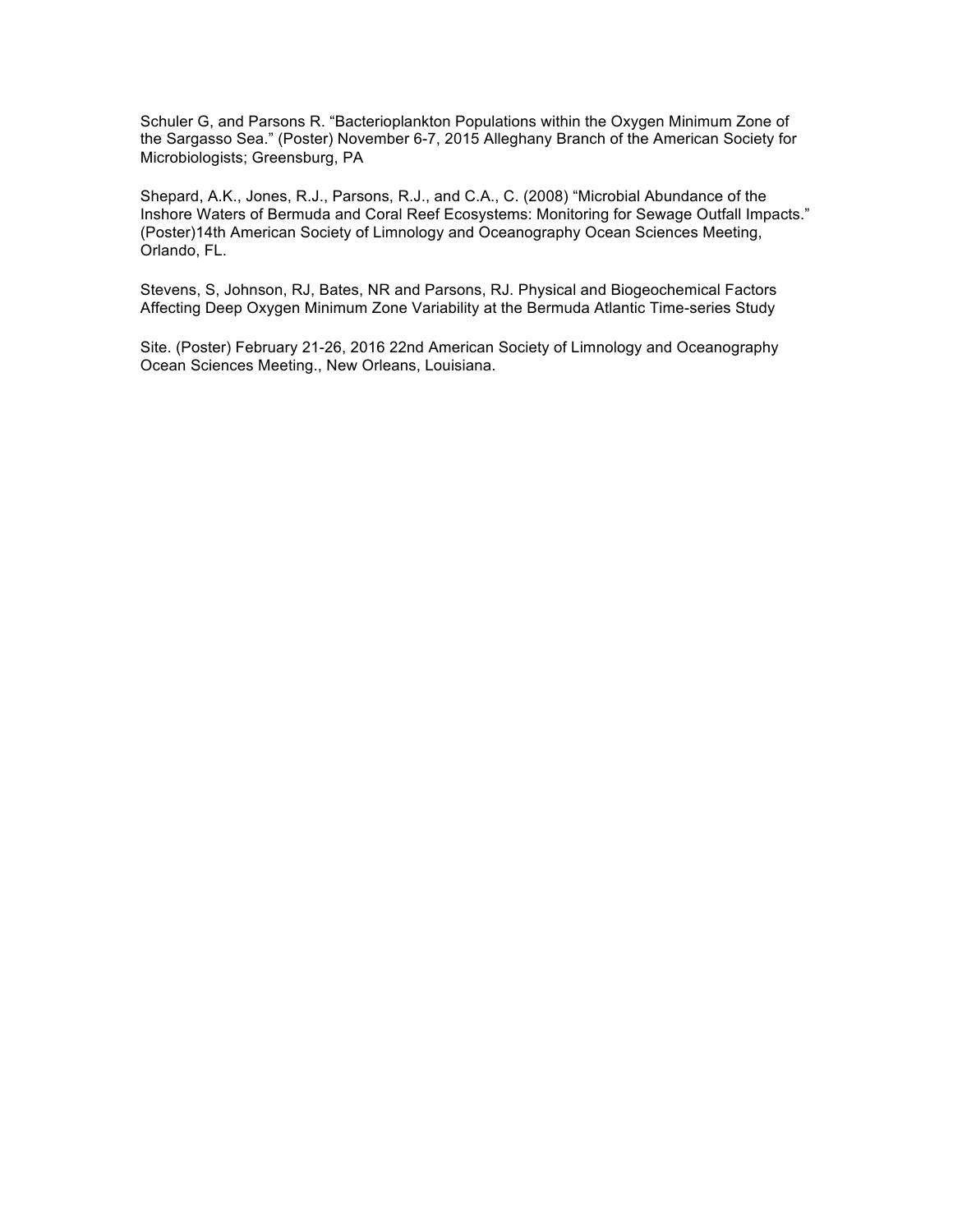Schuler G, and Parsons R. “Bacterioplankton Populations within the Oxygen Minimum Zone of the Sargasso Sea.” (Poster) November 6-7, 2015 Alleghany Branch of the American Society for Microbiologists; Greensburg, PA

Shepard, A.K., Jones, R.J., Parsons, R.J., and C.A., C. (2008) “Microbial Abundance of the Inshore Waters of Bermuda and Coral Reef Ecosystems: Monitoring for Sewage Outfall Impacts.” (Poster)14th American Society of Limnology and Oceanography Ocean Sciences Meeting, Orlando, FL.

Stevens, S, Johnson, RJ, Bates, NR and Parsons, RJ. Physical and Biogeochemical Factors Affecting Deep Oxygen Minimum Zone Variability at the Bermuda Atlantic Time-series Study

Site. (Poster) February 21-26, 2016 22nd American Society of Limnology and Oceanography Ocean Sciences Meeting., New Orleans, Louisiana.